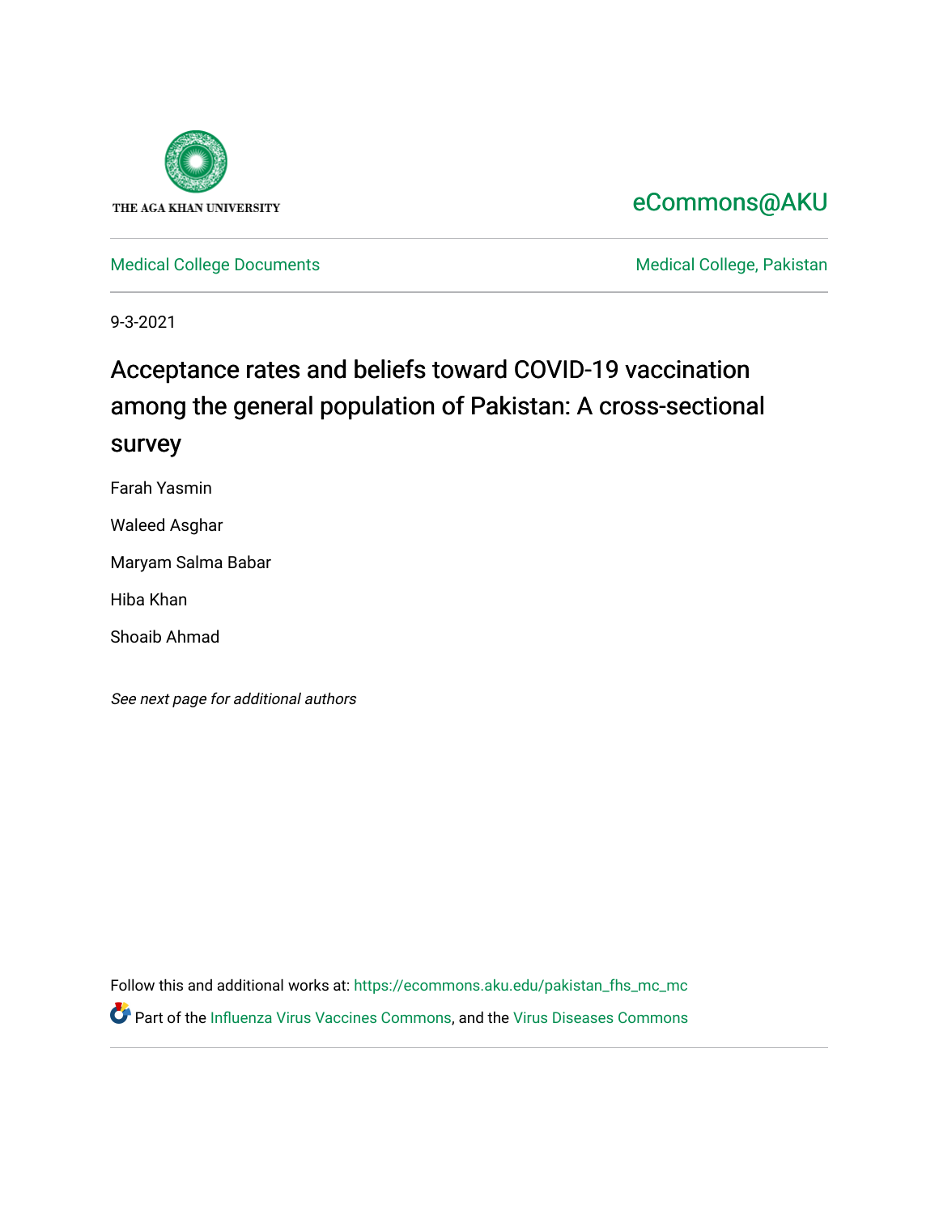THE AGA KHAN UNIVERSITY

eCommons@AKU

Medical College Documents — Medical College, Pakistan

9-3-2021

# Acceptance rates and beliefs toward COVID-19 vaccination among the general population of Pakistan: A cross-sectional survey

Farah Yasmin

Waleed Asghar

Maryam Salma Babar

Hiba Khan

Shoaib Ahmad

*See next page for additional authors*

Follow this and additional works at: https://ecommons.aku.edu/pakistan_fhs_mc_mc

Part of the Influenza Virus Vaccines Commons, and the Virus Diseases Commons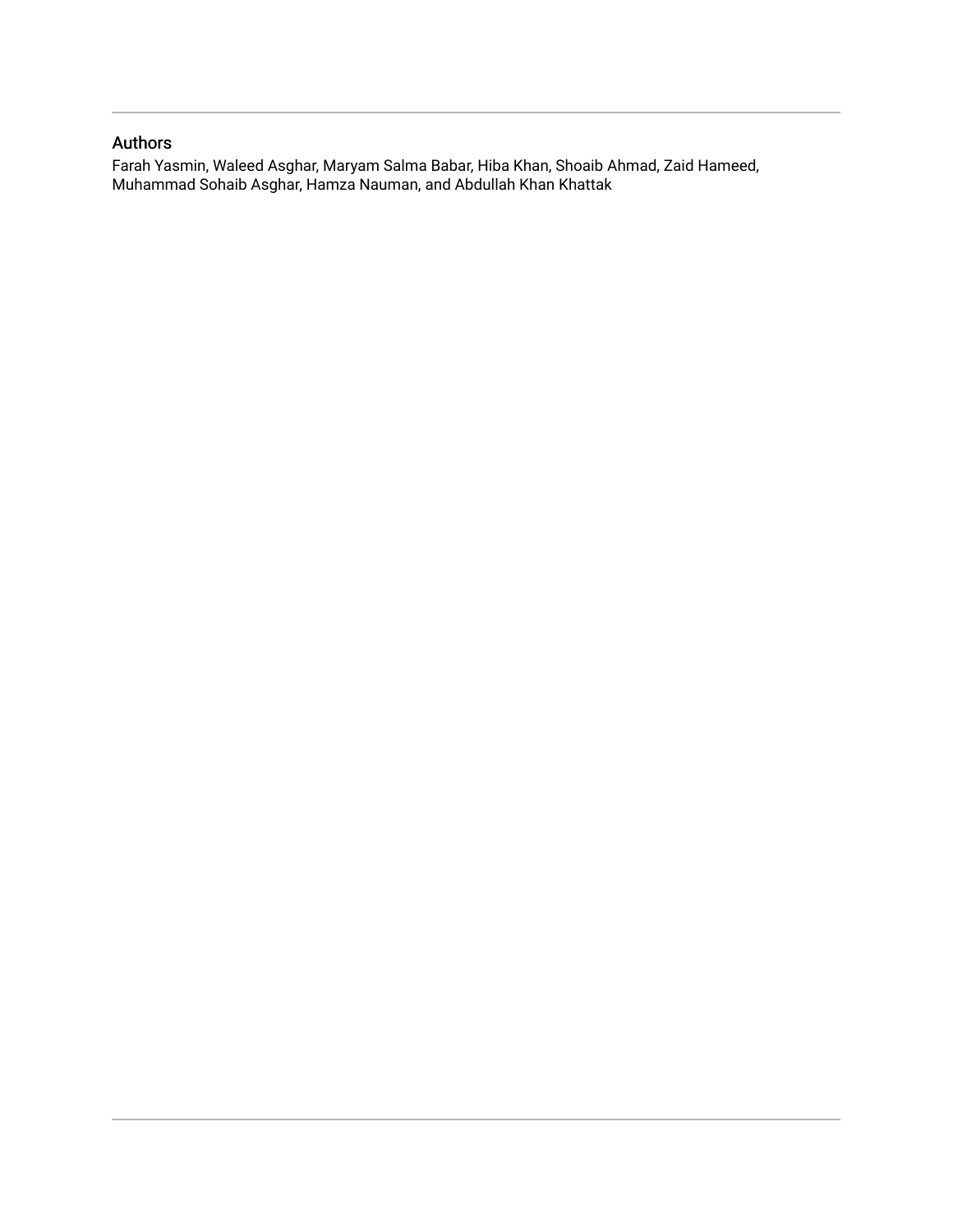## Authors

Farah Yasmin, Waleed Asghar, Maryam Salma Babar, Hiba Khan, Shoaib Ahmad, Zaid Hameed, Muhammad Sohaib Asghar, Hamza Nauman, and Abdullah Khan Khattak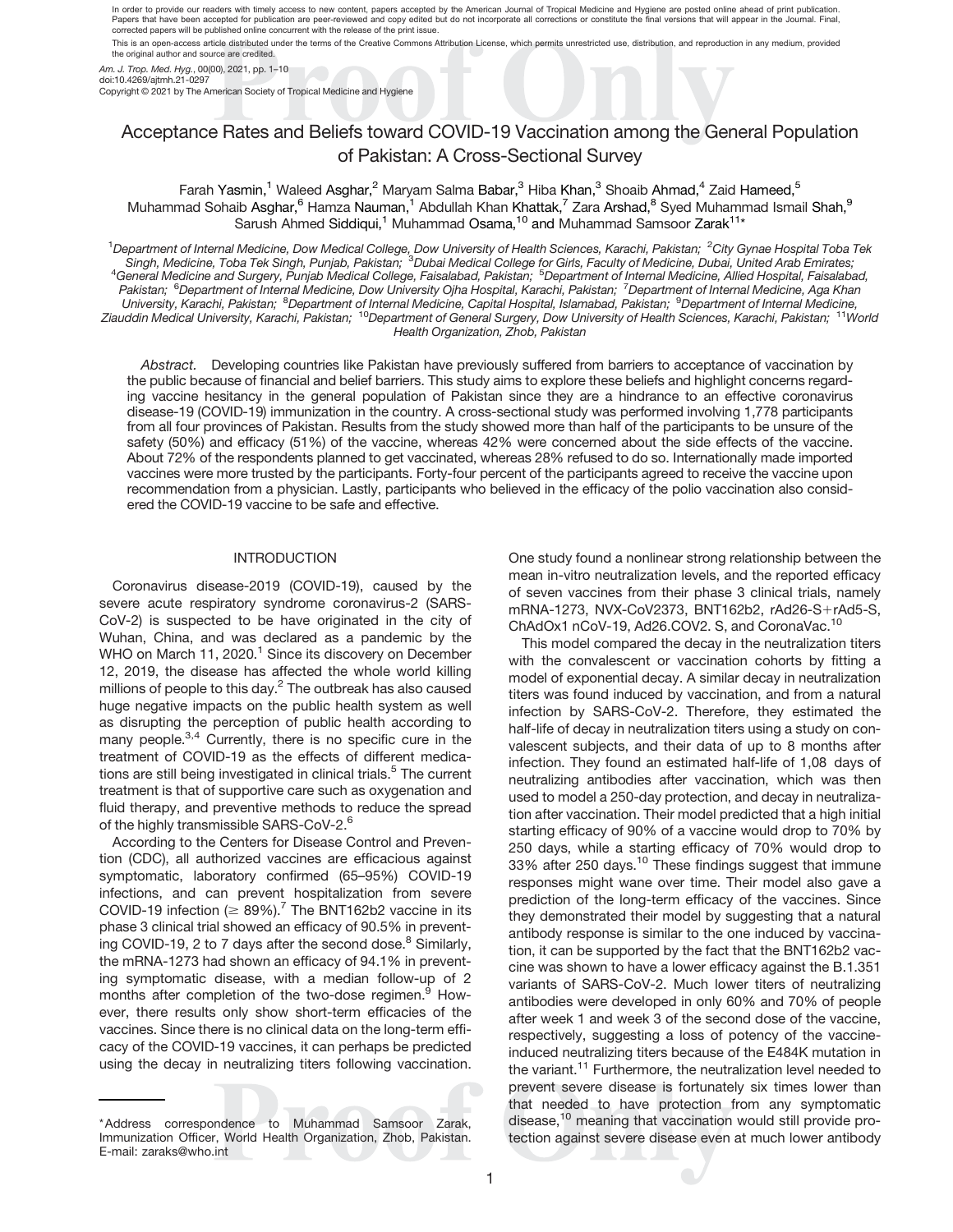# Acceptance Rates and Beliefs toward COVID-19 Vaccination among the General Population of Pakistan: A Cross-Sectional Survey

Farah Yasmin,[1] Waleed Asghar,[2] Maryam Salma Babar,[3] Hiba Khan,[3] Shoaib Ahmad,[4] Zaid Hameed,[5] Muhammad Sohaib Asghar,[6] Hamza Nauman,[1] Abdullah Khan Khattak,[7] Zara Arshad,[8] Syed Muhammad Ismail Shah,[9] Sarush Ahmed Siddiqui,[1] Muhammad Osama,[10] and Muhammad Samsoor Zarak[11]*

[1]*Department of Internal Medicine, Dow Medical College, Dow University of Health Sciences, Karachi, Pakistan;* [2]*City Gynae Hospital Toba Tek Singh, Medicine, Toba Tek Singh, Punjab, Pakistan;* [3]*Dubai Medical College for Girls, Faculty of Medicine, Dubai, United Arab Emirates;* [4]*General Medicine and Surgery, Punjab Medical College, Faisalabad, Pakistan;* [5]*Department of Internal Medicine, Allied Hospital, Faisalabad, Pakistan;* [6]*Department of Internal Medicine, Dow University Ojha Hospital, Karachi, Pakistan;* [7]*Department of Internal Medicine, Aga Khan University, Karachi, Pakistan;* [8]*Department of Internal Medicine, Capital Hospital, Islamabad, Pakistan;* [9]*Department of Internal Medicine, Ziauddin Medical University, Karachi, Pakistan;* [10]*Department of General Surgery, Dow University of Health Sciences, Karachi, Pakistan;* [11]*World Health Organization, Zhob, Pakistan*

*Abstract.* Developing countries like Pakistan have previously suffered from barriers to acceptance of vaccination by the public because of financial and belief barriers. This study aims to explore these beliefs and highlight concerns regarding vaccine hesitancy in the general population of Pakistan since they are a hindrance to an effective coronavirus disease-19 (COVID-19) immunization in the country. A cross-sectional study was performed involving 1,778 participants from all four provinces of Pakistan. Results from the study showed more than half of the participants to be unsure of the safety (50%) and efficacy (51%) of the vaccine, whereas 42% were concerned about the side effects of the vaccine. About 72% of the respondents planned to get vaccinated, whereas 28% refused to do so. Internationally made imported vaccines were more trusted by the participants. Forty-four percent of the participants agreed to receive the vaccine upon recommendation from a physician. Lastly, participants who believed in the efficacy of the polio vaccination also considered the COVID-19 vaccine to be safe and effective.

## INTRODUCTION

Coronavirus disease-2019 (COVID-19), caused by the severe acute respiratory syndrome coronavirus-2 (SARS-CoV-2) is suspected to be have originated in the city of Wuhan, China, and was declared as a pandemic by the WHO on March 11, 2020.[1] Since its discovery on December 12, 2019, the disease has affected the whole world killing millions of people to this day.[2] The outbreak has also caused huge negative impacts on the public health system as well as disrupting the perception of public health according to many people.[3,4] Currently, there is no specific cure in the treatment of COVID-19 as the effects of different medications are still being investigated in clinical trials.[5] The current treatment is that of supportive care such as oxygenation and fluid therapy, and preventive methods to reduce the spread of the highly transmissible SARS-CoV-2.[6]

According to the Centers for Disease Control and Prevention (CDC), all authorized vaccines are efficacious against symptomatic, laboratory confirmed (65–95%) COVID-19 infections, and can prevent hospitalization from severe COVID-19 infection (≥ 89%).[7] The BNT162b2 vaccine in its phase 3 clinical trial showed an efficacy of 90.5% in preventing COVID-19, 2 to 7 days after the second dose.[8] Similarly, the mRNA-1273 had shown an efficacy of 94.1% in preventing symptomatic disease, with a median follow-up of 2 months after completion of the two-dose regimen.[9] However, there results only show short-term efficacies of the vaccines. Since there is no clinical data on the long-term efficacy of the COVID-19 vaccines, it can perhaps be predicted using the decay in neutralizing titers following vaccination. One study found a nonlinear strong relationship between the mean in-vitro neutralization levels, and the reported efficacy of seven vaccines from their phase 3 clinical trials, namely mRNA-1273, NVX-CoV2373, BNT162b2, rAd26-S+rAd5-S, ChAdOx1 nCoV-19, Ad26.COV2. S, and CoronaVac.[10]

This model compared the decay in the neutralization titers with the convalescent or vaccination cohorts by fitting a model of exponential decay. A similar decay in neutralization titers was found induced by vaccination, and from a natural infection by SARS-CoV-2. Therefore, they estimated the half-life of decay in neutralization titers using a study on convalescent subjects, and their data of up to 8 months after infection. They found an estimated half-life of 1,08 days of neutralizing antibodies after vaccination, which was then used to model a 250-day protection, and decay in neutralization after vaccination. Their model predicted that a high initial starting efficacy of 90% of a vaccine would drop to 70% by 250 days, while a starting efficacy of 70% would drop to 33% after 250 days.[10] These findings suggest that immune responses might wane over time. Their model also gave a prediction of the long-term efficacy of the vaccines. Since they demonstrated their model by suggesting that a natural antibody response is similar to the one induced by vaccination, it can be supported by the fact that the BNT162b2 vaccine was shown to have a lower efficacy against the B.1.351 variants of SARS-CoV-2. Much lower titers of neutralizing antibodies were developed in only 60% and 70% of people after week 1 and week 3 of the second dose of the vaccine, respectively, suggesting a loss of potency of the vaccine-induced neutralizing titers because of the E484K mutation in the variant.[11] Furthermore, the neutralization level needed to prevent severe disease is fortunately six times lower than that needed to have protection from any symptomatic disease,[10] meaning that vaccination would still provide protection against severe disease even at much lower antibody

*Address correspondence to Muhammad Samsoor Zarak, Immunization Officer, World Health Organization, Zhob, Pakistan. E-mail: zaraks@who.int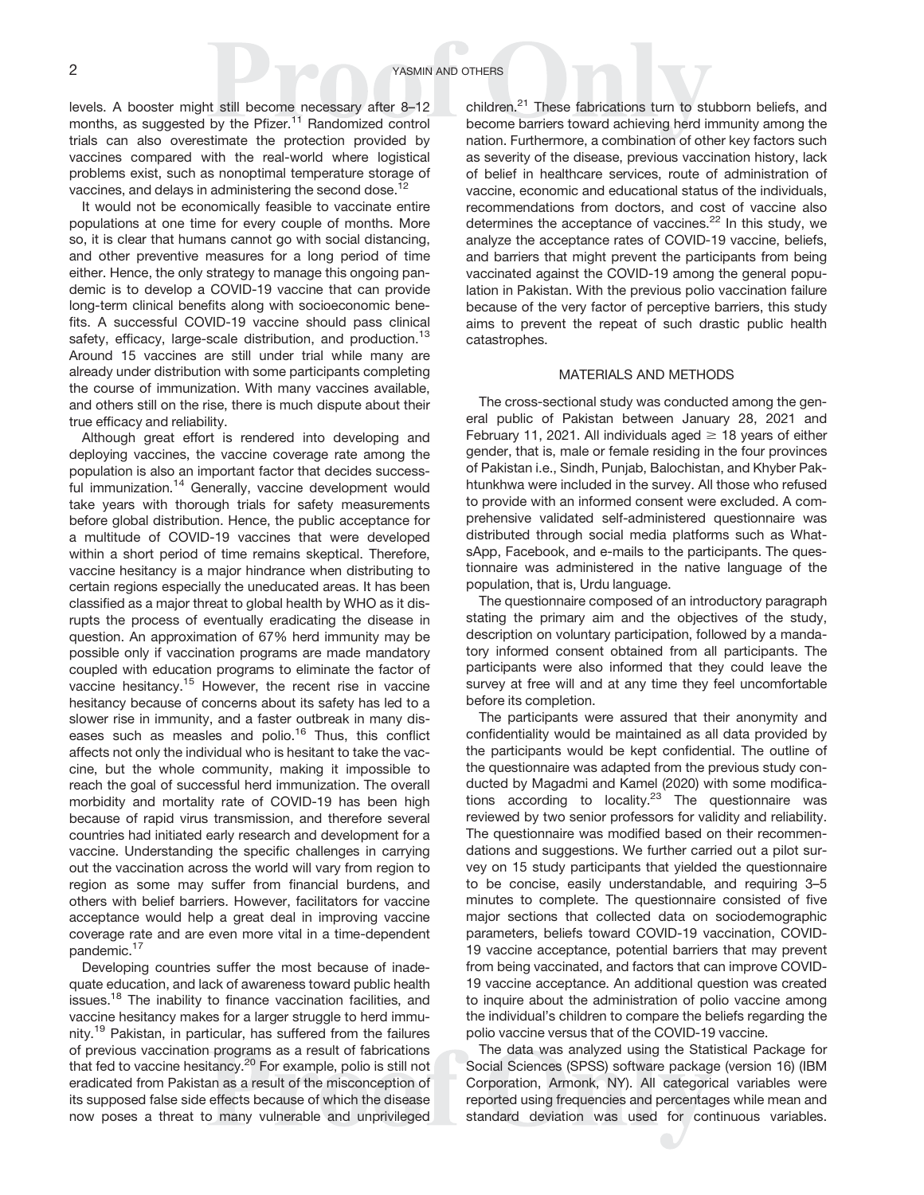levels. A booster might still become necessary after 8–12 months, as suggested by the Pfizer.[11] Randomized control trials can also overestimate the protection provided by vaccines compared with the real-world where logistical problems exist, such as nonoptimal temperature storage of vaccines, and delays in administering the second dose.[12]

It would not be economically feasible to vaccinate entire populations at one time for every couple of months. More so, it is clear that humans cannot go with social distancing, and other preventive measures for a long period of time either. Hence, the only strategy to manage this ongoing pandemic is to develop a COVID-19 vaccine that can provide long-term clinical benefits along with socioeconomic benefits. A successful COVID-19 vaccine should pass clinical safety, efficacy, large-scale distribution, and production.[13] Around 15 vaccines are still under trial while many are already under distribution with some participants completing the course of immunization. With many vaccines available, and others still on the rise, there is much dispute about their true efficacy and reliability.

Although great effort is rendered into developing and deploying vaccines, the vaccine coverage rate among the population is also an important factor that decides successful immunization.[14] Generally, vaccine development would take years with thorough trials for safety measurements before global distribution. Hence, the public acceptance for a multitude of COVID-19 vaccines that were developed within a short period of time remains skeptical. Therefore, vaccine hesitancy is a major hindrance when distributing to certain regions especially the uneducated areas. It has been classified as a major threat to global health by WHO as it disrupts the process of eventually eradicating the disease in question. An approximation of 67% herd immunity may be possible only if vaccination programs are made mandatory coupled with education programs to eliminate the factor of vaccine hesitancy.[15] However, the recent rise in vaccine hesitancy because of concerns about its safety has led to a slower rise in immunity, and a faster outbreak in many diseases such as measles and polio.[16] Thus, this conflict affects not only the individual who is hesitant to take the vaccine, but the whole community, making it impossible to reach the goal of successful herd immunization. The overall morbidity and mortality rate of COVID-19 has been high because of rapid virus transmission, and therefore several countries had initiated early research and development for a vaccine. Understanding the specific challenges in carrying out the vaccination across the world will vary from region to region as some may suffer from financial burdens, and others with belief barriers. However, facilitators for vaccine acceptance would help a great deal in improving vaccine coverage rate and are even more vital in a time-dependent pandemic.[17]

Developing countries suffer the most because of inadequate education, and lack of awareness toward public health issues.[18] The inability to finance vaccination facilities, and vaccine hesitancy makes for a larger struggle to herd immunity.[19] Pakistan, in particular, has suffered from the failures of previous vaccination programs as a result of fabrications that fed to vaccine hesitancy.[20] For example, polio is still not eradicated from Pakistan as a result of the misconception of its supposed false side effects because of which the disease now poses a threat to many vulnerable and unprivileged children.[21] These fabrications turn to stubborn beliefs, and become barriers toward achieving herd immunity among the nation. Furthermore, a combination of other key factors such as severity of the disease, previous vaccination history, lack of belief in healthcare services, route of administration of vaccine, economic and educational status of the individuals, recommendations from doctors, and cost of vaccine also determines the acceptance of vaccines.[22] In this study, we analyze the acceptance rates of COVID-19 vaccine, beliefs, and barriers that might prevent the participants from being vaccinated against the COVID-19 among the general population in Pakistan. With the previous polio vaccination failure because of the very factor of perceptive barriers, this study aims to prevent the repeat of such drastic public health catastrophes.

## MATERIALS AND METHODS

The cross-sectional study was conducted among the general public of Pakistan between January 28, 2021 and February 11, 2021. All individuals aged ≥ 18 years of either gender, that is, male or female residing in the four provinces of Pakistan i.e., Sindh, Punjab, Balochistan, and Khyber Pakhtunkhwa were included in the survey. All those who refused to provide with an informed consent were excluded. A comprehensive validated self-administered questionnaire was distributed through social media platforms such as WhatsApp, Facebook, and e-mails to the participants. The questionnaire was administered in the native language of the population, that is, Urdu language.

The questionnaire composed of an introductory paragraph stating the primary aim and the objectives of the study, description on voluntary participation, followed by a mandatory informed consent obtained from all participants. The participants were also informed that they could leave the survey at free will and at any time they feel uncomfortable before its completion.

The participants were assured that their anonymity and confidentiality would be maintained as all data provided by the participants would be kept confidential. The outline of the questionnaire was adapted from the previous study conducted by Magadmi and Kamel (2020) with some modifications according to locality.[23] The questionnaire was reviewed by two senior professors for validity and reliability. The questionnaire was modified based on their recommendations and suggestions. We further carried out a pilot survey on 15 study participants that yielded the questionnaire to be concise, easily understandable, and requiring 3–5 minutes to complete. The questionnaire consisted of five major sections that collected data on sociodemographic parameters, beliefs toward COVID-19 vaccination, COVID-19 vaccine acceptance, potential barriers that may prevent from being vaccinated, and factors that can improve COVID-19 vaccine acceptance. An additional question was created to inquire about the administration of polio vaccine among the individual's children to compare the beliefs regarding the polio vaccine versus that of the COVID-19 vaccine.

The data was analyzed using the Statistical Package for Social Sciences (SPSS) software package (version 16) (IBM Corporation, Armonk, NY). All categorical variables were reported using frequencies and percentages while mean and standard deviation was used for continuous variables.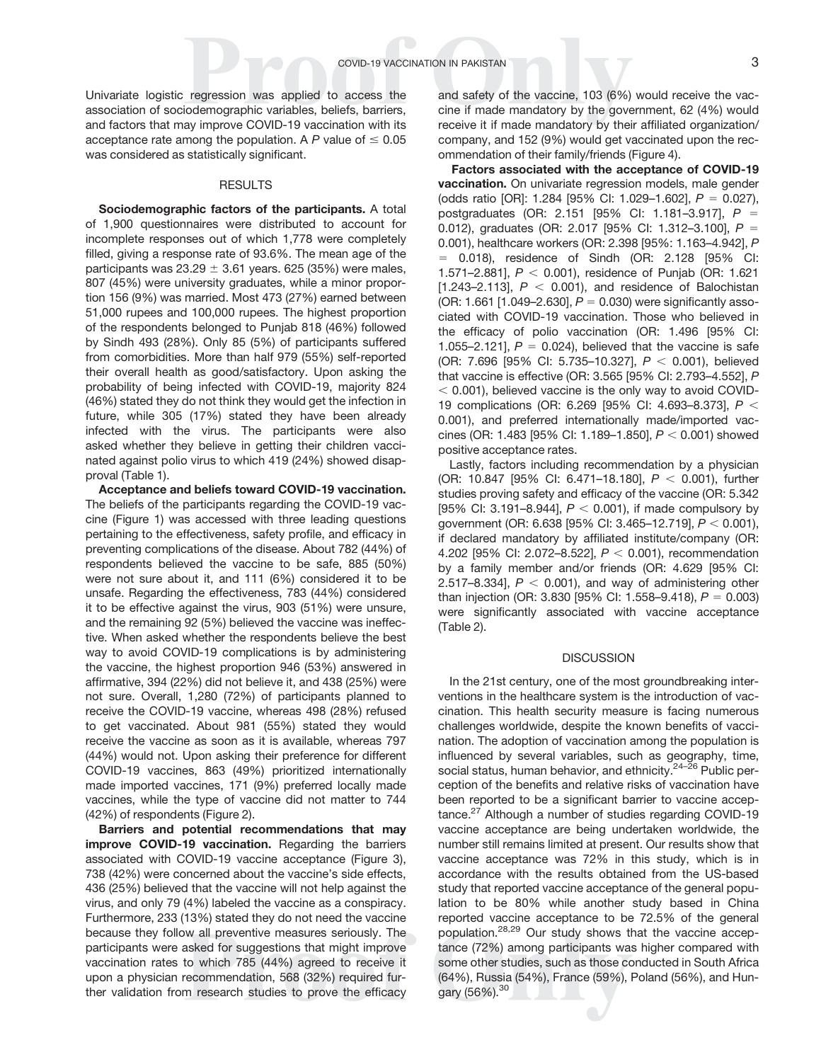Univariate logistic regression was applied to access the association of sociodemographic variables, beliefs, barriers, and factors that may improve COVID-19 vaccination with its acceptance rate among the population. A $P$ value of $\leq 0.05$ was considered as statistically significant.

## RESULTS

**Sociodemographic factors of the participants.** A total of 1,900 questionnaires were distributed to account for incomplete responses out of which 1,778 were completely filled, giving a response rate of 93.6%. The mean age of the participants was $23.29 \pm 3.61$ years. 625 (35%) were males, 807 (45%) were university graduates, while a minor proportion 156 (9%) was married. Most 473 (27%) earned between 51,000 rupees and 100,000 rupees. The highest proportion of the respondents belonged to Punjab 818 (46%) followed by Sindh 493 (28%). Only 85 (5%) of participants suffered from comorbidities. More than half 979 (55%) self-reported their overall health as good/satisfactory. Upon asking the probability of being infected with COVID-19, majority 824 (46%) stated they do not think they would get the infection in future, while 305 (17%) stated they have been already infected with the virus. The participants were also asked whether they believe in getting their children vaccinated against polio virus to which 419 (24%) showed disapproval (Table 1).

**Acceptance and beliefs toward COVID-19 vaccination.** The beliefs of the participants regarding the COVID-19 vaccine (Figure 1) was accessed with three leading questions pertaining to the effectiveness, safety profile, and efficacy in preventing complications of the disease. About 782 (44%) of respondents believed the vaccine to be safe, 885 (50%) were not sure about it, and 111 (6%) considered it to be unsafe. Regarding the effectiveness, 783 (44%) considered it to be effective against the virus, 903 (51%) were unsure, and the remaining 92 (5%) believed the vaccine was ineffective. When asked whether the respondents believe the best way to avoid COVID-19 complications is by administering the vaccine, the highest proportion 946 (53%) answered in affirmative, 394 (22%) did not believe it, and 438 (25%) were not sure. Overall, 1,280 (72%) of participants planned to receive the COVID-19 vaccine, whereas 498 (28%) refused to get vaccinated. About 981 (55%) stated they would receive the vaccine as soon as it is available, whereas 797 (44%) would not. Upon asking their preference for different COVID-19 vaccines, 863 (49%) prioritized internationally made imported vaccines, 171 (9%) preferred locally made vaccines, while the type of vaccine did not matter to 744 (42%) of respondents (Figure 2).

**Barriers and potential recommendations that may improve COVID-19 vaccination.** Regarding the barriers associated with COVID-19 vaccine acceptance (Figure 3), 738 (42%) were concerned about the vaccine's side effects, 436 (25%) believed that the vaccine will not help against the virus, and only 79 (4%) labeled the vaccine as a conspiracy. Furthermore, 233 (13%) stated they do not need the vaccine because they follow all preventive measures seriously. The participants were asked for suggestions that might improve vaccination rates to which 785 (44%) agreed to receive it upon a physician recommendation, 568 (32%) required further validation from research studies to prove the efficacy and safety of the vaccine, 103 (6%) would receive the vaccine if made mandatory by the government, 62 (4%) would receive it if made mandatory by their affiliated organization/company, and 152 (9%) would get vaccinated upon the recommendation of their family/friends (Figure 4).

**Factors associated with the acceptance of COVID-19 vaccination.** On univariate regression models, male gender (odds ratio [OR]: 1.284 [95% CI: 1.029–1.602], $P = 0.027$), postgraduates (OR: 2.151 [95% CI: 1.181–3.917], $P = 0.012$), graduates (OR: 2.017 [95% CI: 1.312–3.100], $P = 0.001$), healthcare workers (OR: 2.398 [95%: 1.163–4.942], $P = 0.018$), residence of Sindh (OR: 2.128 [95% CI: 1.571–2.881], $P < 0.001$), residence of Punjab (OR: 1.621 [1.243–2.113], $P < 0.001$), and residence of Balochistan (OR: 1.661 [1.049–2.630], $P = 0.030$) were significantly associated with COVID-19 vaccination. Those who believed in the efficacy of polio vaccination (OR: 1.496 [95% CI: 1.055–2.121], $P = 0.024$), believed that the vaccine is safe (OR: 7.696 [95% CI: 5.735–10.327], $P < 0.001$), believed that vaccine is effective (OR: 3.565 [95% CI: 2.793–4.552], $P < 0.001$), believed vaccine is the only way to avoid COVID-19 complications (OR: 6.269 [95% CI: 4.693–8.373], $P < 0.001$), and preferred internationally made/imported vaccines (OR: 1.483 [95% CI: 1.189–1.850], $P < 0.001$) showed positive acceptance rates.

Lastly, factors including recommendation by a physician (OR: 10.847 [95% CI: 6.471–18.180], $P < 0.001$), further studies proving safety and efficacy of the vaccine (OR: 5.342 [95% CI: 3.191–8.944], $P < 0.001$), if made compulsory by government (OR: 6.638 [95% CI: 3.465–12.719], $P < 0.001$), if declared mandatory by affiliated institute/company (OR: 4.202 [95% CI: 2.072–8.522], $P < 0.001$), recommendation by a family member and/or friends (OR: 4.629 [95% CI: 2.517–8.334], $P < 0.001$), and way of administering other than injection (OR: 3.830 [95% CI: 1.558–9.418), $P = 0.003$) were significantly associated with vaccine acceptance (Table 2).

## DISCUSSION

In the 21st century, one of the most groundbreaking interventions in the healthcare system is the introduction of vaccination. This health security measure is facing numerous challenges worldwide, despite the known benefits of vaccination. The adoption of vaccination among the population is influenced by several variables, such as geography, time, social status, human behavior, and ethnicity.[24–26] Public perception of the benefits and relative risks of vaccination have been reported to be a significant barrier to vaccine acceptance.[27] Although a number of studies regarding COVID-19 vaccine acceptance are being undertaken worldwide, the number still remains limited at present. Our results show that vaccine acceptance was 72% in this study, which is in accordance with the results obtained from the US-based study that reported vaccine acceptance of the general population to be 80% while another study based in China reported vaccine acceptance to be 72.5% of the general population.[28,29] Our study shows that the vaccine acceptance (72%) among participants was higher compared with some other studies, such as those conducted in South Africa (64%), Russia (54%), France (59%), Poland (56%), and Hungary (56%).[30]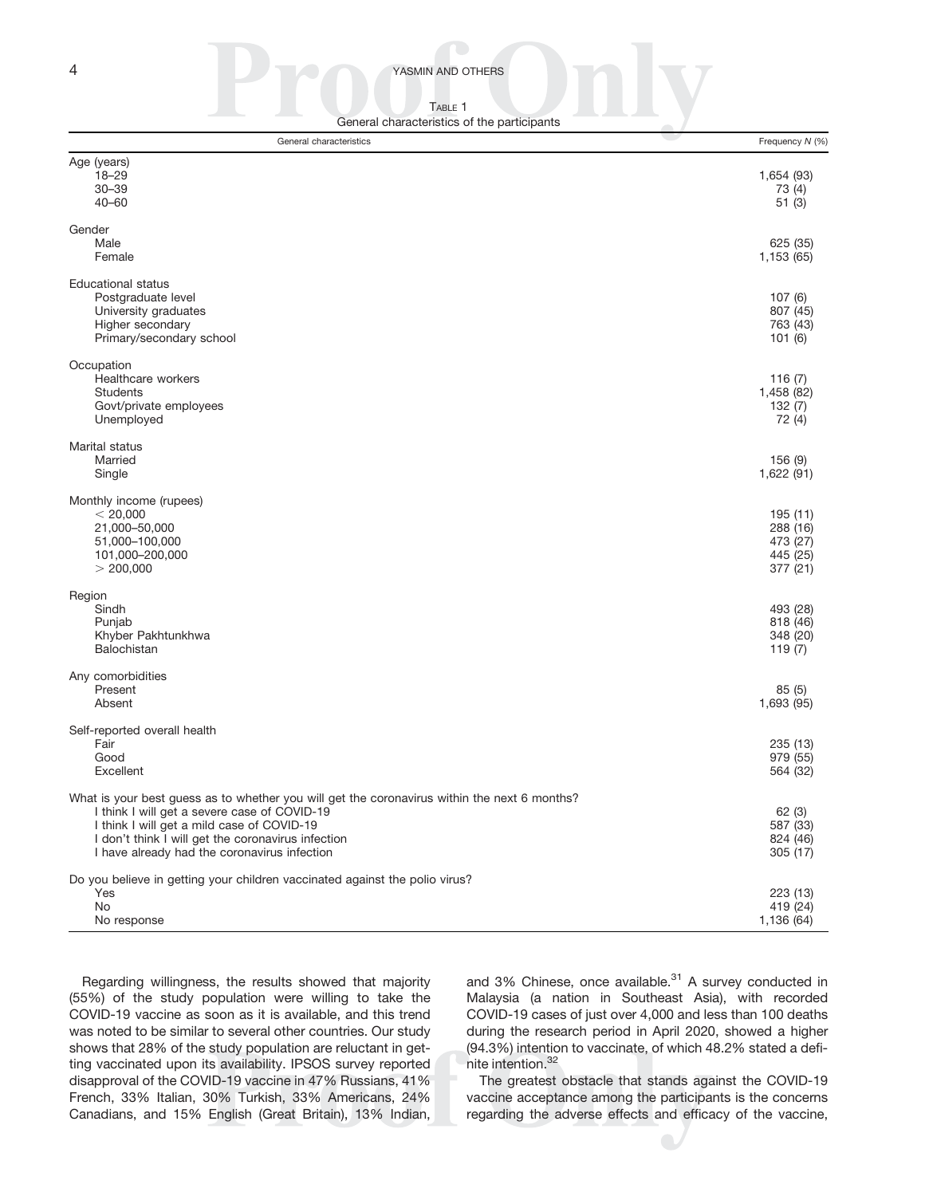Table 1

General characteristics of the participants

| General characteristics | Frequency *N* (%) |
|---|---|
| **Age (years)** | |
| 18–29 | 1,654 (93) |
| 30–39 | 73 (4) |
| 40–60 | 51 (3) |
| **Gender** | |
| Male | 625 (35) |
| Female | 1,153 (65) |
| **Educational status** | |
| Postgraduate level | 107 (6) |
| University graduates | 807 (45) |
| Higher secondary | 763 (43) |
| Primary/secondary school | 101 (6) |
| **Occupation** | |
| Healthcare workers | 116 (7) |
| Students | 1,458 (82) |
| Govt/private employees | 132 (7) |
| Unemployed | 72 (4) |
| **Marital status** | |
| Married | 156 (9) |
| Single | 1,622 (91) |
| **Monthly income (rupees)** | |
| < 20,000 | 195 (11) |
| 21,000–50,000 | 288 (16) |
| 51,000–100,000 | 473 (27) |
| 101,000–200,000 | 445 (25) |
| > 200,000 | 377 (21) |
| **Region** | |
| Sindh | 493 (28) |
| Punjab | 818 (46) |
| Khyber Pakhtunkhwa | 348 (20) |
| Balochistan | 119 (7) |
| **Any comorbidities** | |
| Present | 85 (5) |
| Absent | 1,693 (95) |
| **Self-reported overall health** | |
| Fair | 235 (13) |
| Good | 979 (55) |
| Excellent | 564 (32) |
| **What is your best guess as to whether you will get the coronavirus within the next 6 months?** | |
| I think I will get a severe case of COVID-19 | 62 (3) |
| I think I will get a mild case of COVID-19 | 587 (33) |
| I don't think I will get the coronavirus infection | 824 (46) |
| I have already had the coronavirus infection | 305 (17) |
| **Do you believe in getting your children vaccinated against the polio virus?** | |
| Yes | 223 (13) |
| No | 419 (24) |
| No response | 1,136 (64) |

Regarding willingness, the results showed that majority (55%) of the study population were willing to take the COVID-19 vaccine as soon as it is available, and this trend was noted to be similar to several other countries. Our study shows that 28% of the study population are reluctant in getting vaccinated upon its availability. IPSOS survey reported disapproval of the COVID-19 vaccine in 47% Russians, 41% French, 33% Italian, 30% Turkish, 33% Americans, 24% Canadians, and 15% English (Great Britain), 13% Indian, and 3% Chinese, once available.[31] A survey conducted in Malaysia (a nation in Southeast Asia), with recorded COVID-19 cases of just over 4,000 and less than 100 deaths during the research period in April 2020, showed a higher (94.3%) intention to vaccinate, of which 48.2% stated a definite intention.[32]

The greatest obstacle that stands against the COVID-19 vaccine acceptance among the participants is the concerns regarding the adverse effects and efficacy of the vaccine,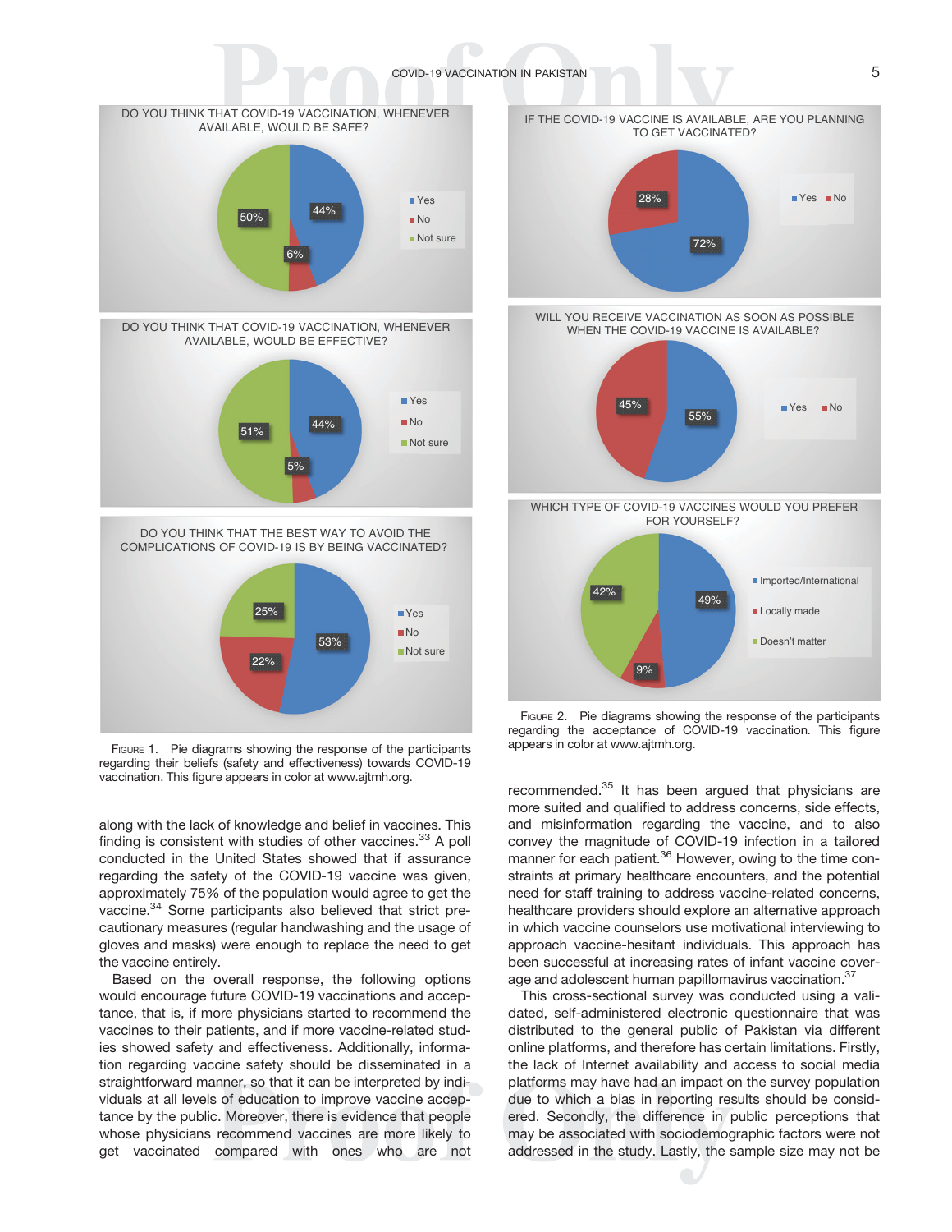FIGURE 1. Pie diagrams showing the response of the participants regarding their beliefs (safety and effectiveness) towards COVID-19 vaccination. This figure appears in color at www.ajtmh.org.

FIGURE 2. Pie diagrams showing the response of the participants regarding the acceptance of COVID-19 vaccination. This figure appears in color at www.ajtmh.org.

along with the lack of knowledge and belief in vaccines. This finding is consistent with studies of other vaccines.[33] A poll conducted in the United States showed that if assurance regarding the safety of the COVID-19 vaccine was given, approximately 75% of the population would agree to get the vaccine.[34] Some participants also believed that strict precautionary measures (regular handwashing and the usage of gloves and masks) were enough to replace the need to get the vaccine entirely.

Based on the overall response, the following options would encourage future COVID-19 vaccinations and acceptance, that is, if more physicians started to recommend the vaccines to their patients, and if more vaccine-related studies showed safety and effectiveness. Additionally, information regarding vaccine safety should be disseminated in a straightforward manner, so that it can be interpreted by individuals at all levels of education to improve vaccine acceptance by the public. Moreover, there is evidence that people whose physicians recommend vaccines are more likely to get vaccinated compared with ones who are not recommended.[35] It has been argued that physicians are more suited and qualified to address concerns, side effects, and misinformation regarding the vaccine, and to also convey the magnitude of COVID-19 infection in a tailored manner for each patient.[36] However, owing to the time constraints at primary healthcare encounters, and the potential need for staff training to address vaccine-related concerns, healthcare providers should explore an alternative approach in which vaccine counselors use motivational interviewing to approach vaccine-hesitant individuals. This approach has been successful at increasing rates of infant vaccine coverage and adolescent human papillomavirus vaccination.[37]

This cross-sectional survey was conducted using a validated, self-administered electronic questionnaire that was distributed to the general public of Pakistan via different online platforms, and therefore has certain limitations. Firstly, the lack of Internet availability and access to social media platforms may have had an impact on the survey population due to which a bias in reporting results should be considered. Secondly, the difference in public perceptions that may be associated with sociodemographic factors were not addressed in the study. Lastly, the sample size may not be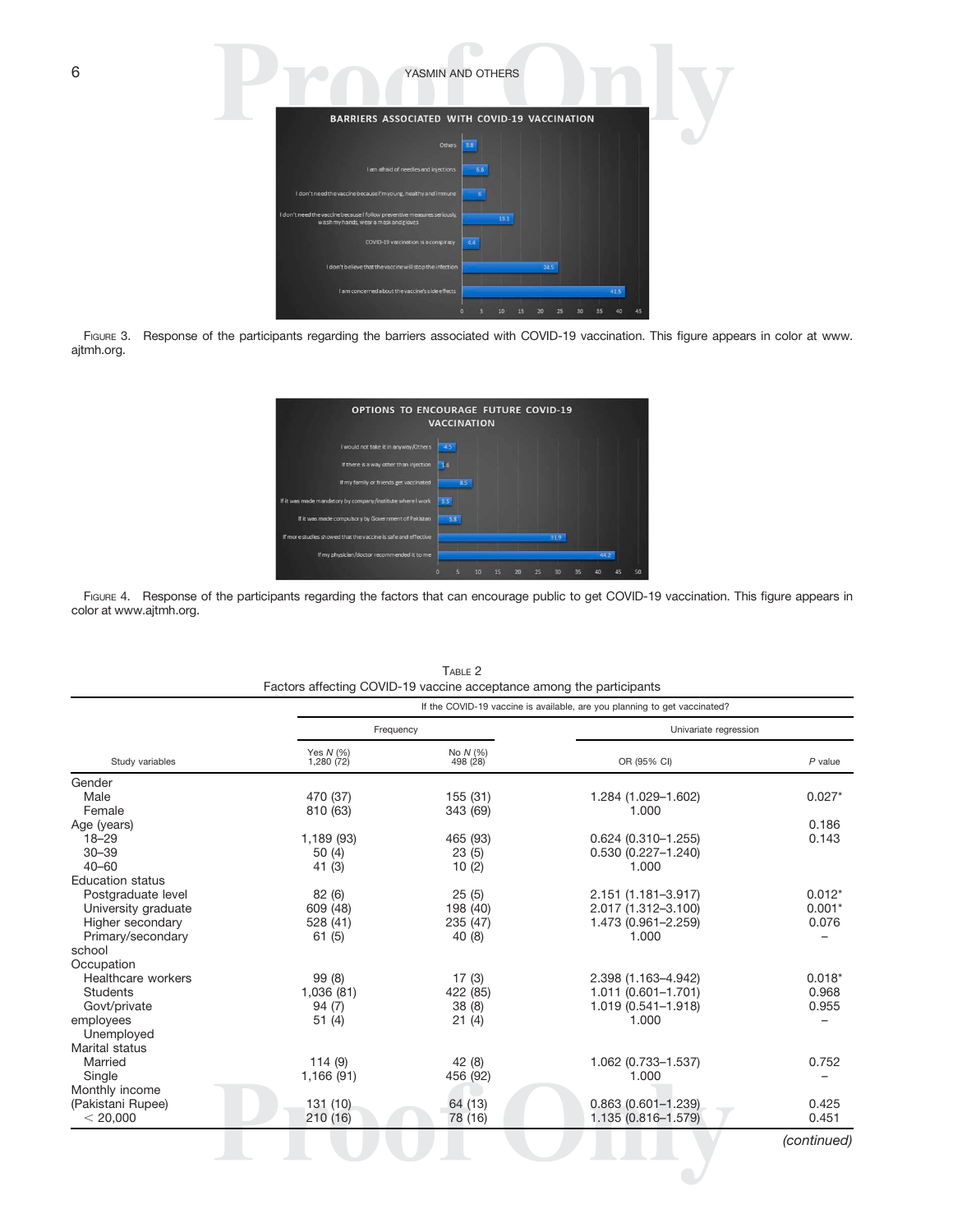FIGURE 3. Response of the participants regarding the barriers associated with COVID-19 vaccination. This figure appears in color at www.ajtmh.org.

FIGURE 4. Response of the participants regarding the factors that can encourage public to get COVID-19 vaccination. This figure appears in color at www.ajtmh.org.

TABLE 2
Factors affecting COVID-19 vaccine acceptance among the participants

| | If the COVID-19 vaccine is available, are you planning to get vaccinated? | | | |
|---|---|---|---|---|
| | Frequency | | Univariate regression | |
| Study variables | Yes N (%) 1,280 (72) | No N (%) 498 (28) | OR (95% CI) | P value |
| Gender | | | | |
| Male | 470 (37) | 155 (31) | 1.284 (1.029–1.602) | 0.027* |
| Female | 810 (63) | 343 (69) | 1.000 | |
| Age (years) | | | | 0.186 |
| 18–29 | 1,189 (93) | 465 (93) | 0.624 (0.310–1.255) | 0.143 |
| 30–39 | 50 (4) | 23 (5) | 0.530 (0.227–1.240) | |
| 40–60 | 41 (3) | 10 (2) | 1.000 | |
| Education status | | | | |
| Postgraduate level | 82 (6) | 25 (5) | 2.151 (1.181–3.917) | 0.012* |
| University graduate | 609 (48) | 198 (40) | 2.017 (1.312–3.100) | 0.001* |
| Higher secondary | 528 (41) | 235 (47) | 1.473 (0.961–2.259) | 0.076 |
| Primary/secondary school | 61 (5) | 40 (8) | 1.000 | – |
| Occupation | | | | |
| Healthcare workers | 99 (8) | 17 (3) | 2.398 (1.163–4.942) | 0.018* |
| Students | 1,036 (81) | 422 (85) | 1.011 (0.601–1.701) | 0.968 |
| Govt/private employees | 94 (7) | 38 (8) | 1.019 (0.541–1.918) | 0.955 |
| Unemployed | 51 (4) | 21 (4) | 1.000 | – |
| Marital status | | | | |
| Married | 114 (9) | 42 (8) | 1.062 (0.733–1.537) | 0.752 |
| Single | 1,166 (91) | 456 (92) | 1.000 | – |
| Monthly income (Pakistani Rupee) | | | | |
| < 20,000 | 131 (10) | 64 (13) | 0.863 (0.601–1.239) | 0.425 |
| | 210 (16) | 78 (16) | 1.135 (0.816–1.579) | 0.451 |

*(continued)*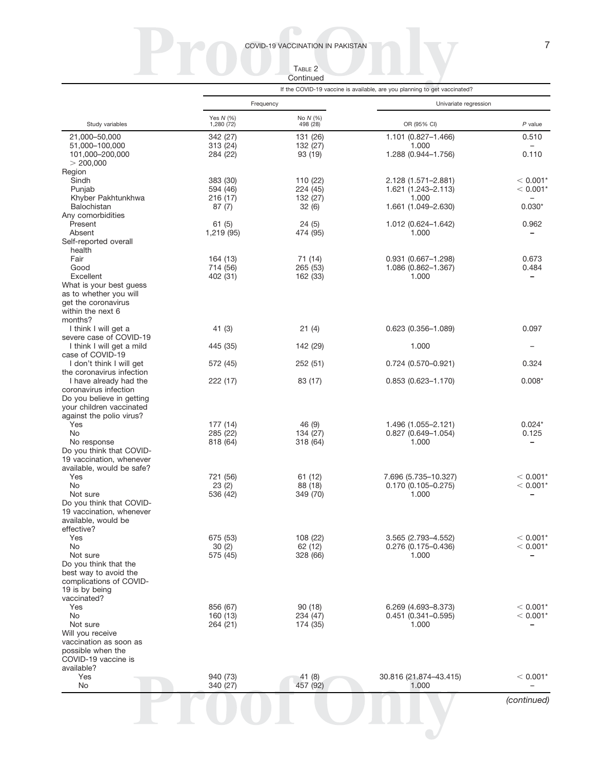Table 2
Continued

| Study variables | If the COVID-19 vaccine is available, are you planning to get vaccinated? | | | |
|---|---|---|---|---|
| | Frequency | | Univariate regression | |
| | Yes *N* (%) 1,280 (72) | No *N* (%) 498 (28) | OR (95% CI) | *P* value |
| 21,000–50,000 | 342 (27) | 131 (26) | 1.101 (0.827–1.466) | 0.510 |
| 51,000–100,000 | 313 (24) | 132 (27) | 1.000 | – |
| 101,000–200,000 | 284 (22) | 93 (19) | 1.288 (0.944–1.756) | 0.110 |
| > 200,000 | | | | |
| Region | | | | |
| Sindh | 383 (30) | 110 (22) | 2.128 (1.571–2.881) | < 0.001* |
| Punjab | 594 (46) | 224 (45) | 1.621 (1.243–2.113) | < 0.001* |
| Khyber Pakhtunkhwa | 216 (17) | 132 (27) | 1.000 | – |
| Balochistan | 87 (7) | 32 (6) | 1.661 (1.049–2.630) | 0.030* |
| Any comorbidities | | | | |
| Present | 61 (5) | 24 (5) | 1.012 (0.624–1.642) | 0.962 |
| Absent | 1,219 (95) | 474 (95) | 1.000 | – |
| Self-reported overall health | | | | |
| Fair | 164 (13) | 71 (14) | 0.931 (0.667–1.298) | 0.673 |
| Good | 714 (56) | 265 (53) | 1.086 (0.862–1.367) | 0.484 |
| Excellent | 402 (31) | 162 (33) | 1.000 | – |
| What is your best guess as to whether you will get the coronavirus within the next 6 months? | | | | |
| I think I will get a severe case of COVID-19 | 41 (3) | 21 (4) | 0.623 (0.356–1.089) | 0.097 |
| I think I will get a mild case of COVID-19 | 445 (35) | 142 (29) | 1.000 | – |
| I don't think I will get the coronavirus infection | 572 (45) | 252 (51) | 0.724 (0.570–0.921) | 0.324 |
| I have already had the coronavirus infection | 222 (17) | 83 (17) | 0.853 (0.623–1.170) | 0.008* |
| Do you believe in getting your children vaccinated against the polio virus? | | | | |
| Yes | 177 (14) | 46 (9) | 1.496 (1.055–2.121) | 0.024* |
| No | 285 (22) | 134 (27) | 0.827 (0.649–1.054) | 0.125 |
| No response | 818 (64) | 318 (64) | 1.000 | – |
| Do you think that COVID-19 vaccination, whenever available, would be safe? | | | | |
| Yes | 721 (56) | 61 (12) | 7.696 (5.735–10.327) | < 0.001* |
| No | 23 (2) | 88 (18) | 0.170 (0.105–0.275) | < 0.001* |
| Not sure | 536 (42) | 349 (70) | 1.000 | – |
| Do you think that COVID-19 vaccination, whenever available, would be effective? | | | | |
| Yes | 675 (53) | 108 (22) | 3.565 (2.793–4.552) | < 0.001* |
| No | 30 (2) | 62 (12) | 0.276 (0.175–0.436) | < 0.001* |
| Not sure | 575 (45) | 328 (66) | 1.000 | – |
| Do you think that the best way to avoid the complications of COVID-19 is by being vaccinated? | | | | |
| Yes | 856 (67) | 90 (18) | 6.269 (4.693–8.373) | < 0.001* |
| No | 160 (13) | 234 (47) | 0.451 (0.341–0.595) | < 0.001* |
| Not sure | 264 (21) | 174 (35) | 1.000 | – |
| Will you receive vaccination as soon as possible when the COVID-19 vaccine is available? | | | | |
| Yes | 940 (73) | 41 (8) | 30.816 (21.874–43.415) | < 0.001* |
| No | 340 (27) | 457 (92) | 1.000 | – |

*(continued)*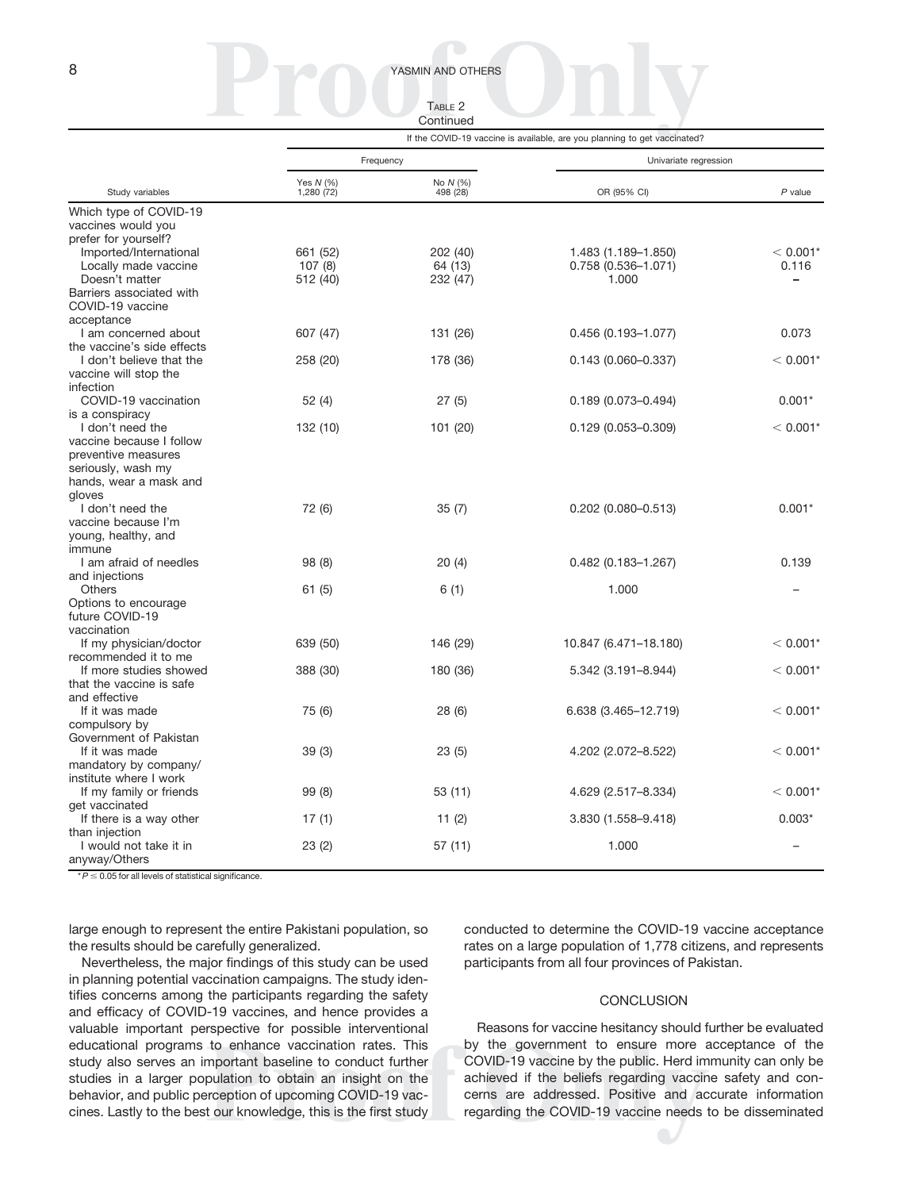Table 2
Continued

| Study variables | If the COVID-19 vaccine is available, are you planning to get vaccinated? | | | |
|---|---|---|---|---|
| | Frequency | | Univariate regression | |
| | Yes *N* (%) 1,280 (72) | No *N* (%) 498 (28) | OR (95% CI) | *P* value |
| Which type of COVID-19 vaccines would you prefer for yourself? | | | | |
| Imported/International | 661 (52) | 202 (40) | 1.483 (1.189–1.850) | < 0.001* |
| Locally made vaccine | 107 (8) | 64 (13) | 0.758 (0.536–1.071) | 0.116 |
| Doesn't matter | 512 (40) | 232 (47) | 1.000 | – |
| Barriers associated with COVID-19 vaccine acceptance | | | | |
| I am concerned about the vaccine's side effects | 607 (47) | 131 (26) | 0.456 (0.193–1.077) | 0.073 |
| I don't believe that the vaccine will stop the infection | 258 (20) | 178 (36) | 0.143 (0.060–0.337) | < 0.001* |
| COVID-19 vaccination is a conspiracy | 52 (4) | 27 (5) | 0.189 (0.073–0.494) | 0.001* |
| I don't need the vaccine because I follow preventive measures seriously, wash my hands, wear a mask and gloves | 132 (10) | 101 (20) | 0.129 (0.053–0.309) | < 0.001* |
| I don't need the vaccine because I'm young, healthy, and immune | 72 (6) | 35 (7) | 0.202 (0.080–0.513) | 0.001* |
| I am afraid of needles and injections | 98 (8) | 20 (4) | 0.482 (0.183–1.267) | 0.139 |
| Others | 61 (5) | 6 (1) | 1.000 | – |
| Options to encourage future COVID-19 vaccination | | | | |
| If my physician/doctor recommended it to me | 639 (50) | 146 (29) | 10.847 (6.471–18.180) | < 0.001* |
| If more studies showed that the vaccine is safe and effective | 388 (30) | 180 (36) | 5.342 (3.191–8.944) | < 0.001* |
| If it was made compulsory by Government of Pakistan | 75 (6) | 28 (6) | 6.638 (3.465–12.719) | < 0.001* |
| If it was made mandatory by company/ institute where I work | 39 (3) | 23 (5) | 4.202 (2.072–8.522) | < 0.001* |
| If my family or friends get vaccinated | 99 (8) | 53 (11) | 4.629 (2.517–8.334) | < 0.001* |
| If there is a way other than injection | 17 (1) | 11 (2) | 3.830 (1.558–9.418) | 0.003* |
| I would not take it in anyway/Others | 23 (2) | 57 (11) | 1.000 | – |

* $P \leq 0.05$ for all levels of statistical significance.

large enough to represent the entire Pakistani population, so the results should be carefully generalized.

Nevertheless, the major findings of this study can be used in planning potential vaccination campaigns. The study identifies concerns among the participants regarding the safety and efficacy of COVID-19 vaccines, and hence provides a valuable important perspective for possible interventional educational programs to enhance vaccination rates. This study also serves an important baseline to conduct further studies in a larger population to obtain an insight on the behavior, and public perception of upcoming COVID-19 vaccines. Lastly to the best our knowledge, this is the first study conducted to determine the COVID-19 vaccine acceptance rates on a large population of 1,778 citizens, and represents participants from all four provinces of Pakistan.

## CONCLUSION

Reasons for vaccine hesitancy should further be evaluated by the government to ensure more acceptance of the COVID-19 vaccine by the public. Herd immunity can only be achieved if the beliefs regarding vaccine safety and concerns are addressed. Positive and accurate information regarding the COVID-19 vaccine needs to be disseminated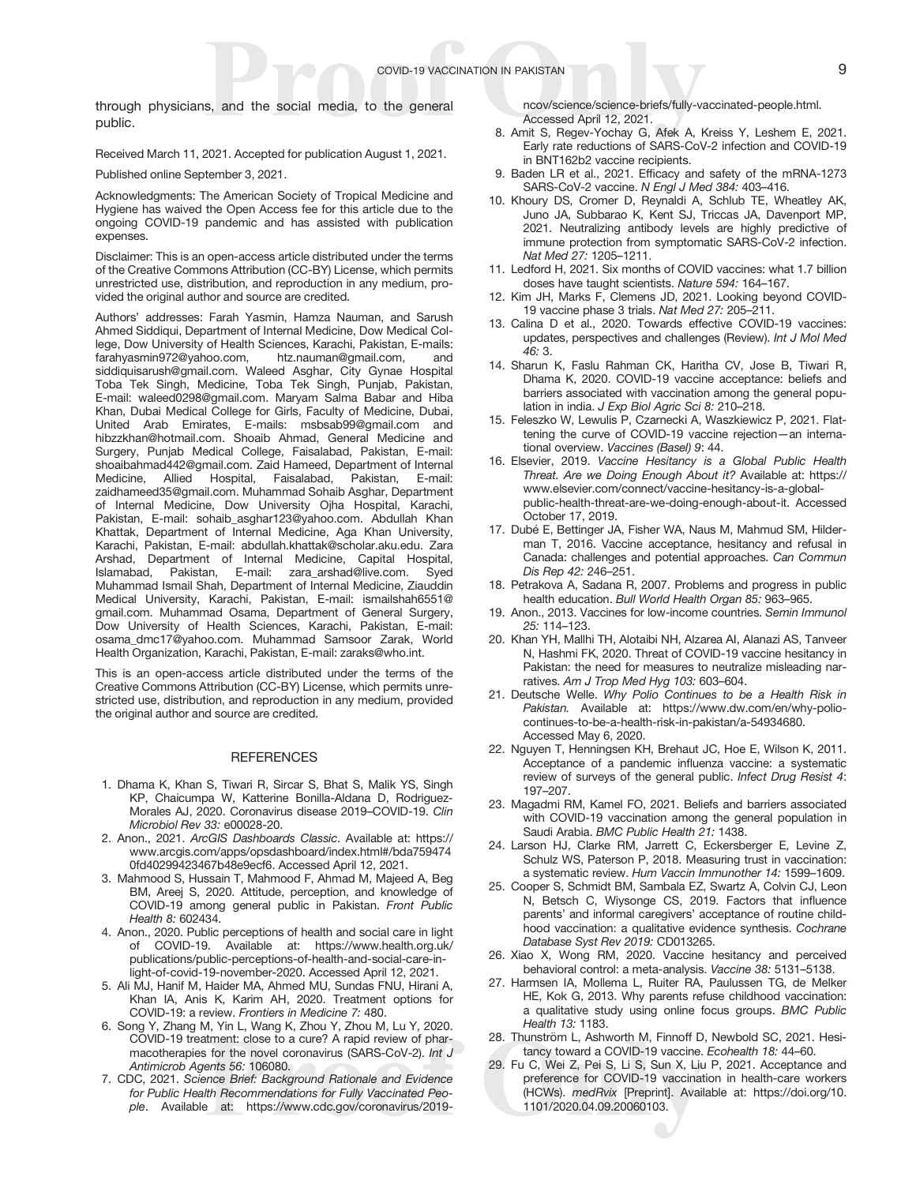through physicians, and the social media, to the general public.

Received March 11, 2021. Accepted for publication August 1, 2021.

Published online September 3, 2021.

Acknowledgments: The American Society of Tropical Medicine and Hygiene has waived the Open Access fee for this article due to the ongoing COVID-19 pandemic and has assisted with publication expenses.

Disclaimer: This is an open-access article distributed under the terms of the Creative Commons Attribution (CC-BY) License, which permits unrestricted use, distribution, and reproduction in any medium, provided the original author and source are credited.

Authors' addresses: Farah Yasmin, Hamza Nauman, and Sarush Ahmed Siddiqui, Department of Internal Medicine, Dow Medical College, Dow University of Health Sciences, Karachi, Pakistan, E-mails: farahyasmin972@yahoo.com, htz.nauman@gmail.com, and siddiquisarush@gmail.com. Waleed Asghar, City Gynae Hospital Toba Tek Singh, Medicine, Toba Tek Singh, Punjab, Pakistan, E-mail: waleed0298@gmail.com. Maryam Salma Babar and Hiba Khan, Dubai Medical College for Girls, Faculty of Medicine, Dubai, United Arab Emirates, E-mails: msbsab99@gmail.com and hibzzkhan@hotmail.com. Shoaib Ahmad, General Medicine and Surgery, Punjab Medical College, Faisalabad, Pakistan, E-mail: shoaibahmad442@gmail.com. Zaid Hameed, Department of Internal Medicine, Allied Hospital, Faisalabad, Pakistan, E-mail: zaidhameed35@gmail.com. Muhammad Sohaib Asghar, Department of Internal Medicine, Dow University Ojha Hospital, Karachi, Pakistan, E-mail: sohaib_asghar123@yahoo.com. Abdullah Khan Khattak, Department of Internal Medicine, Aga Khan University, Karachi, Pakistan, E-mail: abdullah.khattak@scholar.aku.edu. Zara Arshad, Department of Internal Medicine, Capital Hospital, Islamabad, Pakistan, E-mail: zara_arshad@live.com. Syed Muhammad Ismail Shah, Department of Internal Medicine, Ziauddin Medical University, Karachi, Pakistan, E-mail: ismailshah6551@gmail.com. Muhammad Osama, Department of General Surgery, Dow University of Health Sciences, Karachi, Pakistan, E-mail: osama_dmc17@yahoo.com. Muhammad Samsoor Zarak, World Health Organization, Karachi, Pakistan, E-mail: zaraks@who.int.

This is an open-access article distributed under the terms of the Creative Commons Attribution (CC-BY) License, which permits unrestricted use, distribution, and reproduction in any medium, provided the original author and source are credited.

## REFERENCES

1. Dhama K, Khan S, Tiwari R, Sircar S, Bhat S, Malik YS, Singh KP, Chaicumpa W, Katterine Bonilla-Aldana D, Rodriguez-Morales AJ, 2020. Coronavirus disease 2019–COVID-19. *Clin Microbiol Rev 33:* e00028-20.
2. Anon., 2021. *ArcGIS Dashboards Classic*. Available at: https://www.arcgis.com/apps/opsdashboard/index.html#/bda7594740fd40299423467b48e9ecf6. Accessed April 12, 2021.
3. Mahmood S, Hussain T, Mahmood F, Ahmad M, Majeed A, Beg BM, Areej S, 2020. Attitude, perception, and knowledge of COVID-19 among general public in Pakistan. *Front Public Health 8:* 602434.
4. Anon., 2020. Public perceptions of health and social care in light of COVID-19. Available at: https://www.health.org.uk/publications/public-perceptions-of-health-and-social-care-in-light-of-covid-19-november-2020. Accessed April 12, 2021.
5. Ali MJ, Hanif M, Haider MA, Ahmed MU, Sundas FNU, Hirani A, Khan IA, Anis K, Karim AH, 2020. Treatment options for COVID-19: a review. *Frontiers in Medicine 7:* 480.
6. Song Y, Zhang M, Yin L, Wang K, Zhou Y, Zhou M, Lu Y, 2020. COVID-19 treatment: close to a cure? A rapid review of pharmacotherapies for the novel coronavirus (SARS-CoV-2). *Int J Antimicrob Agents 56:* 106080.
7. CDC, 2021. *Science Brief: Background Rationale and Evidence for Public Health Recommendations for Fully Vaccinated People*. Available at: https://www.cdc.gov/coronavirus/2019-ncov/science/science-briefs/fully-vaccinated-people.html. Accessed April 12, 2021.
8. Amit S, Regev-Yochay G, Afek A, Kreiss Y, Leshem E, 2021. Early rate reductions of SARS-CoV-2 infection and COVID-19 in BNT162b2 vaccine recipients.
9. Baden LR et al., 2021. Efficacy and safety of the mRNA-1273 SARS-CoV-2 vaccine. *N Engl J Med 384:* 403–416.
10. Khoury DS, Cromer D, Reynaldi A, Schlub TE, Wheatley AK, Juno JA, Subbarao K, Kent SJ, Triccas JA, Davenport MP, 2021. Neutralizing antibody levels are highly predictive of immune protection from symptomatic SARS-CoV-2 infection. *Nat Med 27:* 1205–1211.
11. Ledford H, 2021. Six months of COVID vaccines: what 1.7 billion doses have taught scientists. *Nature 594:* 164–167.
12. Kim JH, Marks F, Clemens JD, 2021. Looking beyond COVID-19 vaccine phase 3 trials. *Nat Med 27:* 205–211.
13. Calina D et al., 2020. Towards effective COVID-19 vaccines: updates, perspectives and challenges (Review). *Int J Mol Med 46:* 3.
14. Sharun K, Faslu Rahman CK, Haritha CV, Jose B, Tiwari R, Dhama K, 2020. COVID-19 vaccine acceptance: beliefs and barriers associated with vaccination among the general population in india. *J Exp Biol Agric Sci 8:* 210–218.
15. Feleszko W, Lewulis P, Czarnecki A, Waszkiewicz P, 2021. Flattening the curve of COVID-19 vaccine rejection—an international overview. *Vaccines (Basel) 9*: 44.
16. Elsevier, 2019. *Vaccine Hesitancy is a Global Public Health Threat. Are we Doing Enough About it?* Available at: https://www.elsevier.com/connect/vaccine-hesitancy-is-a-global-public-health-threat-are-we-doing-enough-about-it. Accessed October 17, 2019.
17. Dubé E, Bettinger JA, Fisher WA, Naus M, Mahmud SM, Hilderman T, 2016. Vaccine acceptance, hesitancy and refusal in Canada: challenges and potential approaches. *Can Commun Dis Rep 42:* 246–251.
18. Petrakova A, Sadana R, 2007. Problems and progress in public health education. *Bull World Health Organ 85:* 963–965.
19. Anon., 2013. Vaccines for low-income countries. *Semin Immunol 25:* 114–123.
20. Khan YH, Mallhi TH, Alotaibi NH, Alzarea AI, Alanazi AS, Tanveer N, Hashmi FK, 2020. Threat of COVID-19 vaccine hesitancy in Pakistan: the need for measures to neutralize misleading narratives. *Am J Trop Med Hyg 103:* 603–604.
21. Deutsche Welle. *Why Polio Continues to be a Health Risk in Pakistan.* Available at: https://www.dw.com/en/why-polio-continues-to-be-a-health-risk-in-pakistan/a-54934680. Accessed May 6, 2020.
22. Nguyen T, Henningsen KH, Brehaut JC, Hoe E, Wilson K, 2011. Acceptance of a pandemic influenza vaccine: a systematic review of surveys of the general public. *Infect Drug Resist 4*: 197–207.
23. Magadmi RM, Kamel FO, 2021. Beliefs and barriers associated with COVID-19 vaccination among the general population in Saudi Arabia. *BMC Public Health 21:* 1438.
24. Larson HJ, Clarke RM, Jarrett C, Eckersberger E, Levine Z, Schulz WS, Paterson P, 2018. Measuring trust in vaccination: a systematic review. *Hum Vaccin Immunother 14:* 1599–1609.
25. Cooper S, Schmidt BM, Sambala EZ, Swartz A, Colvin CJ, Leon N, Betsch C, Wiysonge CS, 2019. Factors that influence parents' and informal caregivers' acceptance of routine childhood vaccination: a qualitative evidence synthesis. *Cochrane Database Syst Rev 2019:* CD013265.
26. Xiao X, Wong RM, 2020. Vaccine hesitancy and perceived behavioral control: a meta-analysis. *Vaccine 38:* 5131–5138.
27. Harmsen IA, Mollema L, Ruiter RA, Paulussen TG, de Melker HE, Kok G, 2013. Why parents refuse childhood vaccination: a qualitative study using online focus groups. *BMC Public Health 13:* 1183.
28. Thunström M, Ashworth M, Finnoff D, Newbold SC, 2021. Hesitancy toward a COVID-19 vaccine. *Ecohealth 18:* 44–60.
29. Fu C, Wei Z, Pei S, Li S, Sun X, Liu P, 2021. Acceptance and preference for COVID-19 vaccination in health-care workers (HCWs). *medRvix* [Preprint]. Available at: https://doi.org/10.1101/2020.04.09.20060103.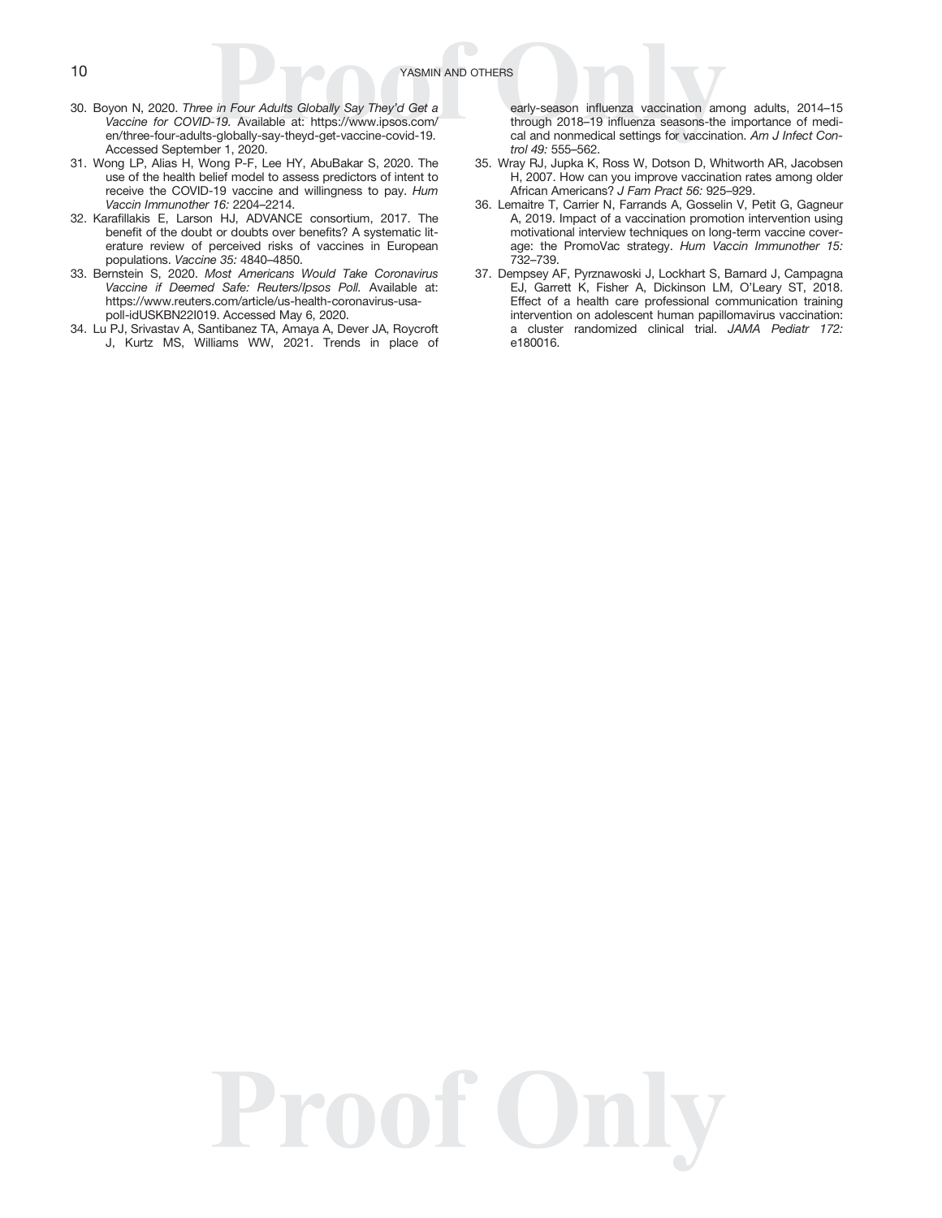30. Boyon N, 2020. *Three in Four Adults Globally Say They'd Get a Vaccine for COVID-19.* Available at: https://www.ipsos.com/en/three-four-adults-globally-say-theyd-get-vaccine-covid-19. Accessed September 1, 2020.
31. Wong LP, Alias H, Wong P-F, Lee HY, AbuBakar S, 2020. The use of the health belief model to assess predictors of intent to receive the COVID-19 vaccine and willingness to pay. *Hum Vaccin Immunother 16:* 2204–2214.
32. Karafillakis E, Larson HJ, ADVANCE consortium, 2017. The benefit of the doubt or doubts over benefits? A systematic literature review of perceived risks of vaccines in European populations. *Vaccine 35:* 4840–4850.
33. Bernstein S, 2020. *Most Americans Would Take Coronavirus Vaccine if Deemed Safe: Reuters/Ipsos Poll.* Available at: https://www.reuters.com/article/us-health-coronavirus-usa-poll-idUSKBN22I019. Accessed May 6, 2020.
34. Lu PJ, Srivastav A, Santibanez TA, Amaya A, Dever JA, Roycroft J, Kurtz MS, Williams WW, 2021. Trends in place of early-season influenza vaccination among adults, 2014–15 through 2018–19 influenza seasons-the importance of medical and nonmedical settings for vaccination. *Am J Infect Control 49:* 555–562.
35. Wray RJ, Jupka K, Ross W, Dotson D, Whitworth AR, Jacobsen H, 2007. How can you improve vaccination rates among older African Americans? *J Fam Pract 56:* 925–929.
36. Lemaitre T, Carrier N, Farrands A, Gosselin V, Petit G, Gagneur A, 2019. Impact of a vaccination promotion intervention using motivational interview techniques on long-term vaccine coverage: the PromoVac strategy. *Hum Vaccin Immunother 15:* 732–739.
37. Dempsey AF, Pyrznawoski J, Lockhart S, Barnard J, Campagna EJ, Garrett K, Fisher A, Dickinson LM, O'Leary ST, 2018. Effect of a health care professional communication training intervention on adolescent human papillomavirus vaccination: a cluster randomized clinical trial. *JAMA Pediatr 172:* e180016.